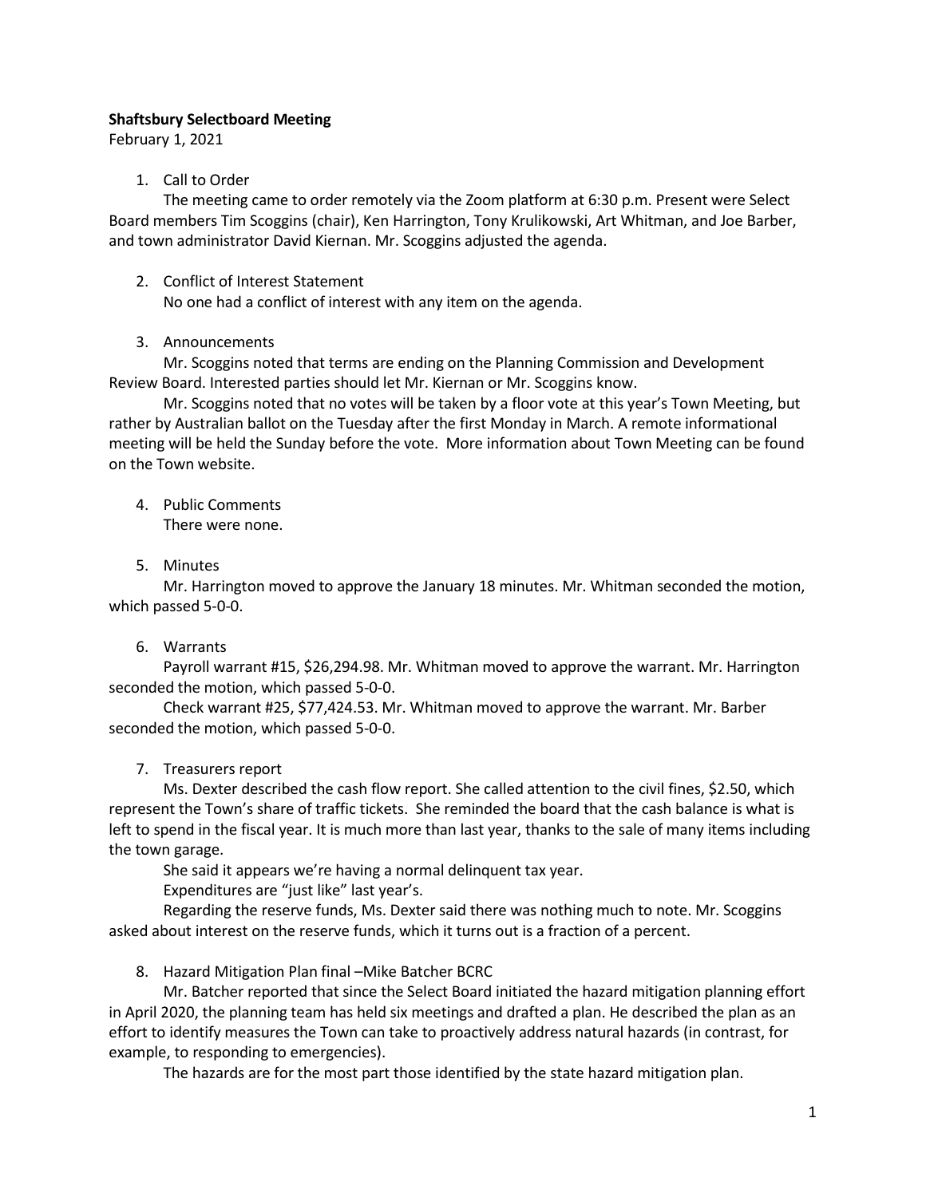**Shaftsbury Selectboard Meeting**

February 1, 2021

1. Call to Order

   The meeting came to order remotely via the Zoom platform at 6:30 p.m. Present were Select Board members Tim Scoggins (chair), Ken Harrington, Tony Krulikowski, Art Whitman, and Joe Barber, and town administrator David Kiernan. Mr. Scoggins adjusted the agenda.

2. Conflict of Interest Statement

   No one had a conflict of interest with any item on the agenda.

3. Announcements

   Mr. Scoggins noted that terms are ending on the Planning Commission and Development Review Board. Interested parties should let Mr. Kiernan or Mr. Scoggins know.

   Mr. Scoggins noted that no votes will be taken by a floor vote at this year's Town Meeting, but rather by Australian ballot on the Tuesday after the first Monday in March. A remote informational meeting will be held the Sunday before the vote. More information about Town Meeting can be found on the Town website.

4. Public Comments

   There were none.

5. Minutes

   Mr. Harrington moved to approve the January 18 minutes. Mr. Whitman seconded the motion, which passed 5-0-0.

6. Warrants

   Payroll warrant #15, $26,294.98. Mr. Whitman moved to approve the warrant. Mr. Harrington seconded the motion, which passed 5-0-0.

   Check warrant #25, $77,424.53. Mr. Whitman moved to approve the warrant. Mr. Barber seconded the motion, which passed 5-0-0.

7. Treasurers report

   Ms. Dexter described the cash flow report. She called attention to the civil fines, $2.50, which represent the Town's share of traffic tickets. She reminded the board that the cash balance is what is left to spend in the fiscal year. It is much more than last year, thanks to the sale of many items including the town garage.

   She said it appears we're having a normal delinquent tax year.

   Expenditures are "just like" last year's.

   Regarding the reserve funds, Ms. Dexter said there was nothing much to note. Mr. Scoggins asked about interest on the reserve funds, which it turns out is a fraction of a percent.

8. Hazard Mitigation Plan final –Mike Batcher BCRC

   Mr. Batcher reported that since the Select Board initiated the hazard mitigation planning effort in April 2020, the planning team has held six meetings and drafted a plan. He described the plan as an effort to identify measures the Town can take to proactively address natural hazards (in contrast, for example, to responding to emergencies).

   The hazards are for the most part those identified by the state hazard mitigation plan.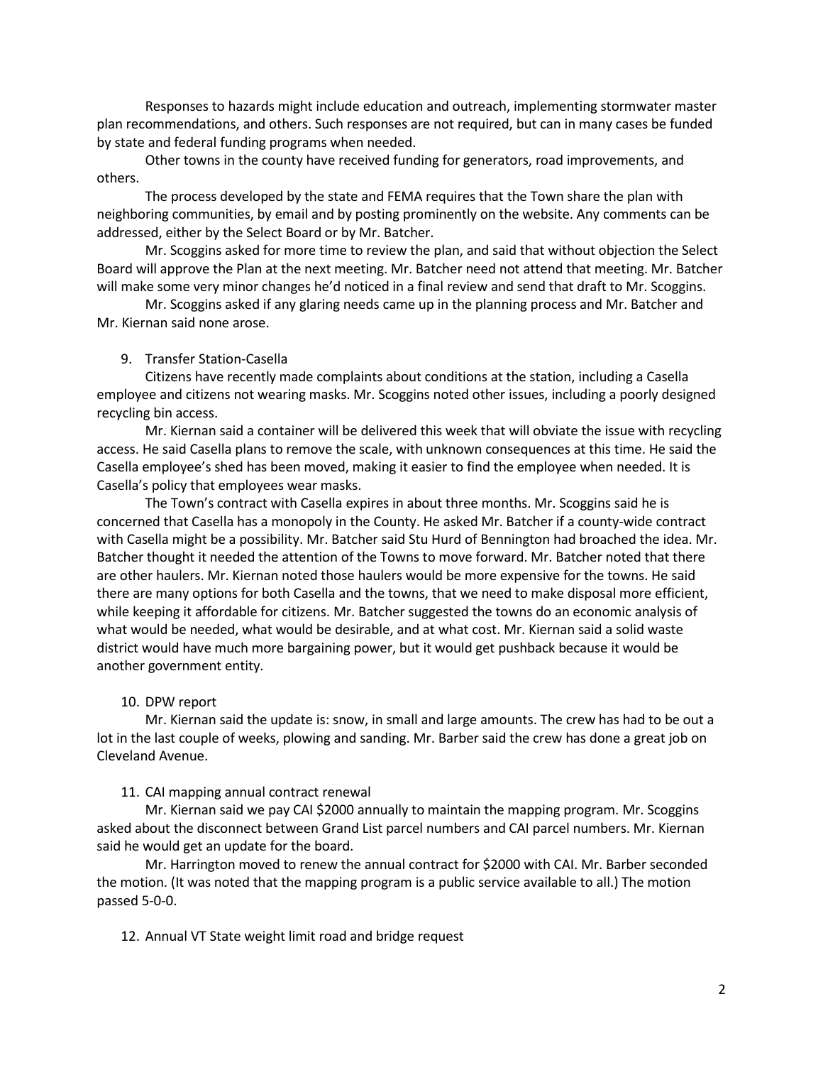Responses to hazards might include education and outreach, implementing stormwater master plan recommendations, and others. Such responses are not required, but can in many cases be funded by state and federal funding programs when needed.

Other towns in the county have received funding for generators, road improvements, and others.

The process developed by the state and FEMA requires that the Town share the plan with neighboring communities, by email and by posting prominently on the website. Any comments can be addressed, either by the Select Board or by Mr. Batcher.

Mr. Scoggins asked for more time to review the plan, and said that without objection the Select Board will approve the Plan at the next meeting. Mr. Batcher need not attend that meeting. Mr. Batcher will make some very minor changes he'd noticed in a final review and send that draft to Mr. Scoggins.

Mr. Scoggins asked if any glaring needs came up in the planning process and Mr. Batcher and Mr. Kiernan said none arose.

9. Transfer Station-Casella

Citizens have recently made complaints about conditions at the station, including a Casella employee and citizens not wearing masks. Mr. Scoggins noted other issues, including a poorly designed recycling bin access.

Mr. Kiernan said a container will be delivered this week that will obviate the issue with recycling access. He said Casella plans to remove the scale, with unknown consequences at this time. He said the Casella employee's shed has been moved, making it easier to find the employee when needed. It is Casella's policy that employees wear masks.

The Town's contract with Casella expires in about three months. Mr. Scoggins said he is concerned that Casella has a monopoly in the County. He asked Mr. Batcher if a county-wide contract with Casella might be a possibility. Mr. Batcher said Stu Hurd of Bennington had broached the idea. Mr. Batcher thought it needed the attention of the Towns to move forward. Mr. Batcher noted that there are other haulers. Mr. Kiernan noted those haulers would be more expensive for the towns. He said there are many options for both Casella and the towns, that we need to make disposal more efficient, while keeping it affordable for citizens. Mr. Batcher suggested the towns do an economic analysis of what would be needed, what would be desirable, and at what cost. Mr. Kiernan said a solid waste district would have much more bargaining power, but it would get pushback because it would be another government entity.

10. DPW report

Mr. Kiernan said the update is: snow, in small and large amounts. The crew has had to be out a lot in the last couple of weeks, plowing and sanding. Mr. Barber said the crew has done a great job on Cleveland Avenue.

11. CAI mapping annual contract renewal

Mr. Kiernan said we pay CAI $2000 annually to maintain the mapping program. Mr. Scoggins asked about the disconnect between Grand List parcel numbers and CAI parcel numbers. Mr. Kiernan said he would get an update for the board.

Mr. Harrington moved to renew the annual contract for $2000 with CAI. Mr. Barber seconded the motion. (It was noted that the mapping program is a public service available to all.) The motion passed 5-0-0.

12. Annual VT State weight limit road and bridge request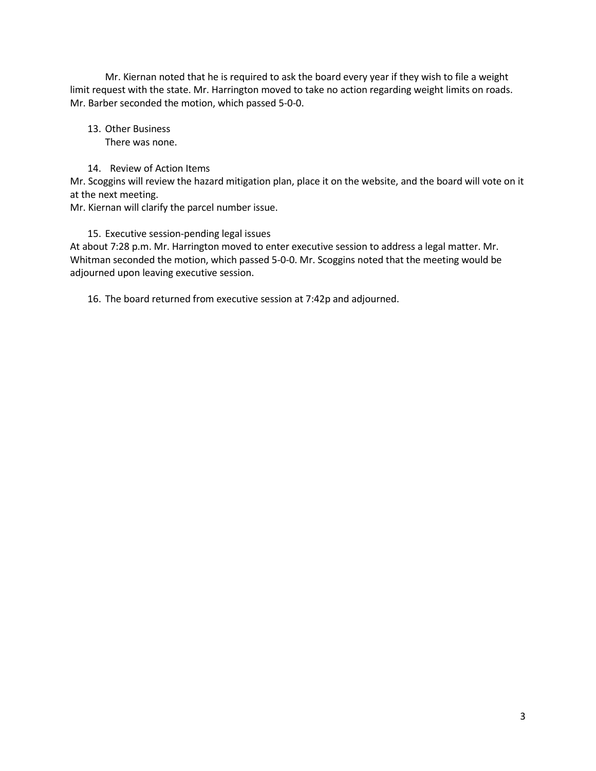Mr. Kiernan noted that he is required to ask the board every year if they wish to file a weight limit request with the state. Mr. Harrington moved to take no action regarding weight limits on roads. Mr. Barber seconded the motion, which passed 5-0-0.

13. Other Business
    There was none.

14. Review of Action Items

Mr. Scoggins will review the hazard mitigation plan, place it on the website, and the board will vote on it at the next meeting.
Mr. Kiernan will clarify the parcel number issue.

15. Executive session-pending legal issues

At about 7:28 p.m. Mr. Harrington moved to enter executive session to address a legal matter. Mr. Whitman seconded the motion, which passed 5-0-0. Mr. Scoggins noted that the meeting would be adjourned upon leaving executive session.

16. The board returned from executive session at 7:42p and adjourned.